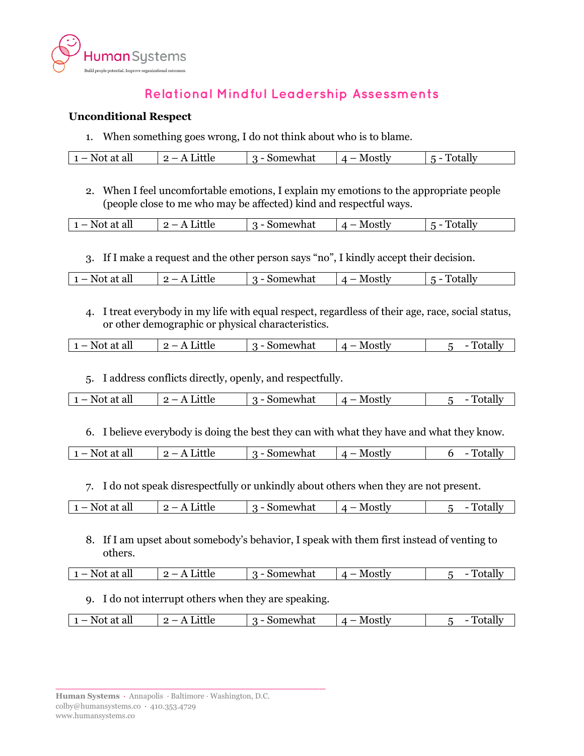Human Systems
Build people potential. Improve organizational outcomes.

# Relational Mindful Leadership Assessments

## Unconditional Respect

1. When something goes wrong, I do not think about who is to blame.

| 1 – Not at all | 2 – A Little | 3 - Somewhat | 4 – Mostly | 5 - Totally |
|---|---|---|---|---|

2. When I feel uncomfortable emotions, I explain my emotions to the appropriate people (people close to me who may be affected) kind and respectful ways.

| 1 – Not at all | 2 – A Little | 3 - Somewhat | 4 – Mostly | 5 - Totally |
|---|---|---|---|---|

3. If I make a request and the other person says "no", I kindly accept their decision.

| 1 – Not at all | 2 – A Little | 3 - Somewhat | 4 – Mostly | 5 - Totally |
|---|---|---|---|---|

4. I treat everybody in my life with equal respect, regardless of their age, race, social status, or other demographic or physical characteristics.

| 1 – Not at all | 2 – A Little | 3 - Somewhat | 4 – Mostly | 5 - Totally |
|---|---|---|---|---|

5. I address conflicts directly, openly, and respectfully.

| 1 – Not at all | 2 – A Little | 3 - Somewhat | 4 – Mostly | 5 - Totally |
|---|---|---|---|---|

6. I believe everybody is doing the best they can with what they have and what they know.

| 1 – Not at all | 2 – A Little | 3 - Somewhat | 4 – Mostly | 6 - Totally |
|---|---|---|---|---|

7. I do not speak disrespectfully or unkindly about others when they are not present.

| 1 – Not at all | 2 – A Little | 3 - Somewhat | 4 – Mostly | 5 - Totally |
|---|---|---|---|---|

8. If I am upset about somebody's behavior, I speak with them first instead of venting to others.

| 1 – Not at all | 2 – A Little | 3 - Somewhat | 4 – Mostly | 5 - Totally |
|---|---|---|---|---|

9. I do not interrupt others when they are speaking.

| 1 – Not at all | 2 – A Little | 3 - Somewhat | 4 – Mostly | 5 - Totally |
|---|---|---|---|---|

**Human Systems** · Annapolis · Baltimore · Washington, D.C.
colby@humansystems.co · 410.353.4729
www.humansystems.co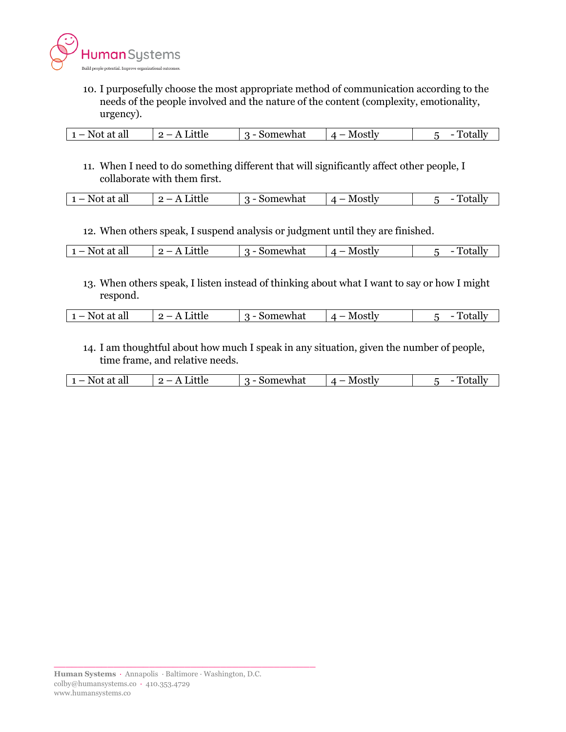10. I purposefully choose the most appropriate method of communication according to the needs of the people involved and the nature of the content (complexity, emotionality, urgency).

| 1 – Not at all | 2 – A Little | 3 - Somewhat | 4 – Mostly | 5 - Totally |
|---|---|---|---|---|

11. When I need to do something different that will significantly affect other people, I collaborate with them first.

| 1 – Not at all | 2 – A Little | 3 - Somewhat | 4 – Mostly | 5 - Totally |
|---|---|---|---|---|

12. When others speak, I suspend analysis or judgment until they are finished.

| 1 – Not at all | 2 – A Little | 3 - Somewhat | 4 – Mostly | 5 - Totally |
|---|---|---|---|---|

13. When others speak, I listen instead of thinking about what I want to say or how I might respond.

| 1 – Not at all | 2 – A Little | 3 - Somewhat | 4 – Mostly | 5 - Totally |
|---|---|---|---|---|

14. I am thoughtful about how much I speak in any situation, given the number of people, time frame, and relative needs.

| 1 – Not at all | 2 – A Little | 3 - Somewhat | 4 – Mostly | 5 - Totally |
|---|---|---|---|---|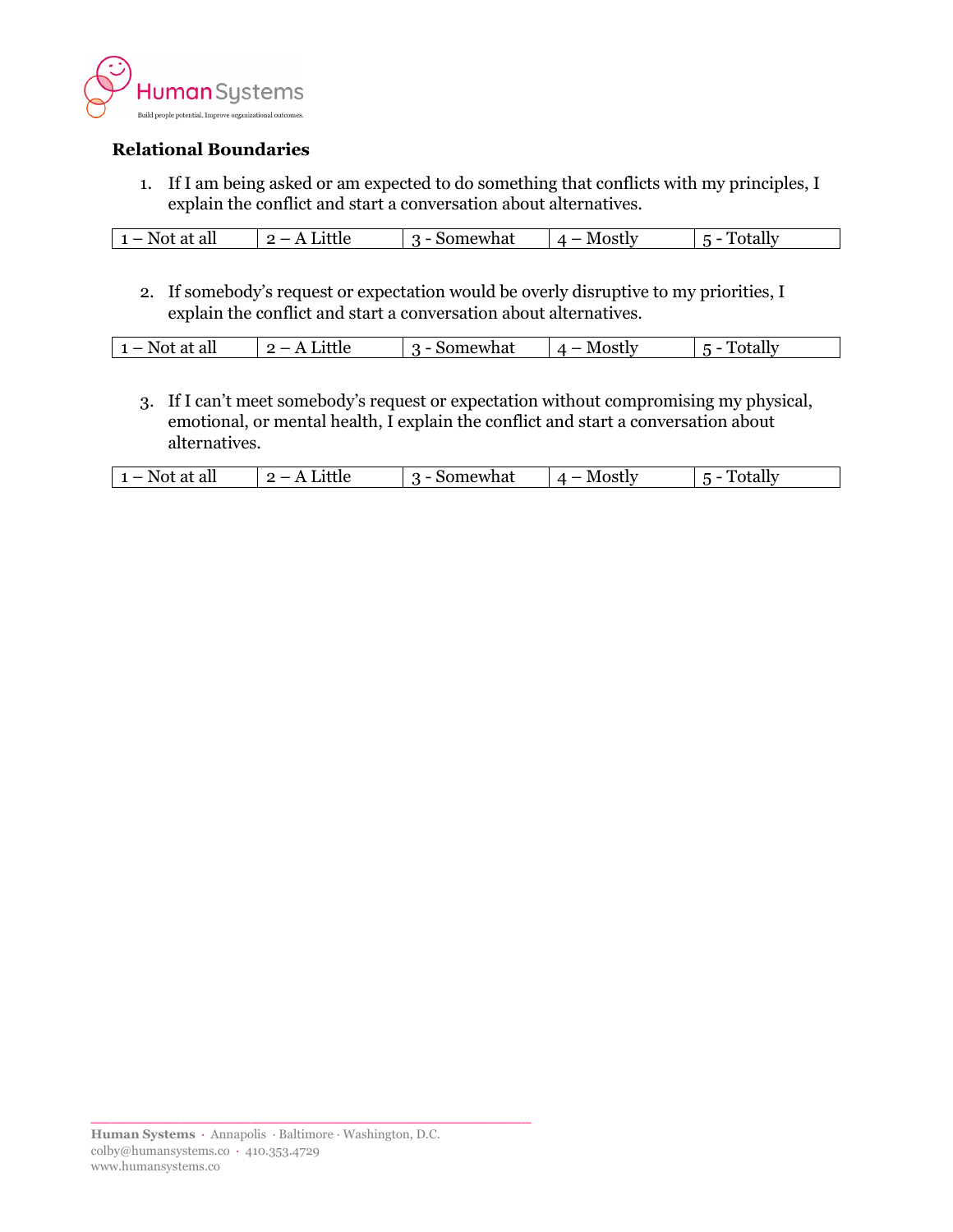## Relational Boundaries

1. If I am being asked or am expected to do something that conflicts with my principles, I explain the conflict and start a conversation about alternatives.

| 1 – Not at all | 2 – A Little | 3 - Somewhat | 4 – Mostly | 5 - Totally |
|---|---|---|---|---|

2. If somebody's request or expectation would be overly disruptive to my priorities, I explain the conflict and start a conversation about alternatives.

| 1 – Not at all | 2 – A Little | 3 - Somewhat | 4 – Mostly | 5 - Totally |
|---|---|---|---|---|

3. If I can't meet somebody's request or expectation without compromising my physical, emotional, or mental health, I explain the conflict and start a conversation about alternatives.

| 1 – Not at all | 2 – A Little | 3 - Somewhat | 4 – Mostly | 5 - Totally |
|---|---|---|---|---|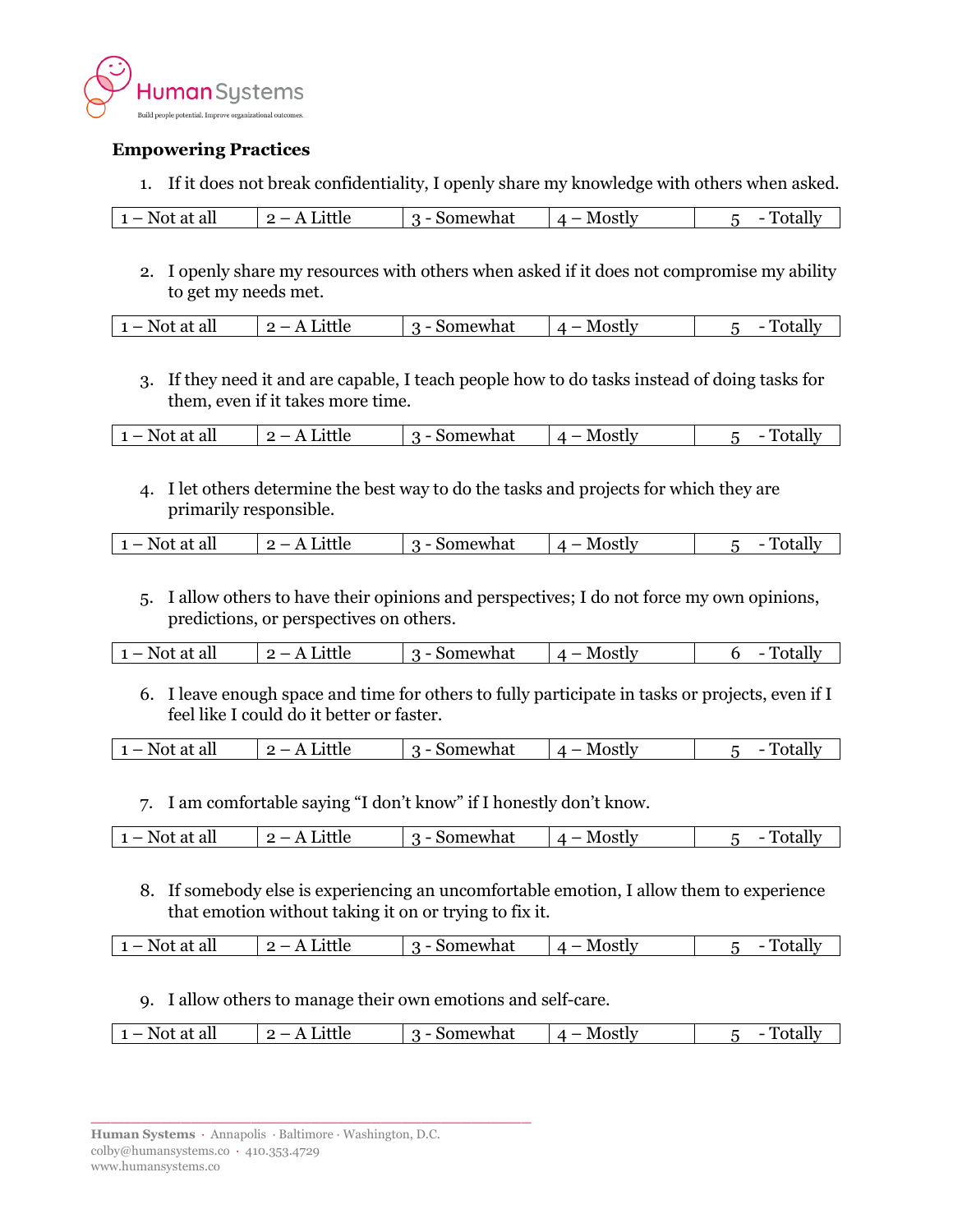**Empowering Practices**

1. If it does not break confidentiality, I openly share my knowledge with others when asked.

| 1 – Not at all | 2 – A Little | 3 - Somewhat | 4 – Mostly | 5 - Totally |
|---|---|---|---|---|

2. I openly share my resources with others when asked if it does not compromise my ability to get my needs met.

| 1 – Not at all | 2 – A Little | 3 - Somewhat | 4 – Mostly | 5 - Totally |
|---|---|---|---|---|

3. If they need it and are capable, I teach people how to do tasks instead of doing tasks for them, even if it takes more time.

| 1 – Not at all | 2 – A Little | 3 - Somewhat | 4 – Mostly | 5 - Totally |
|---|---|---|---|---|

4. I let others determine the best way to do the tasks and projects for which they are primarily responsible.

| 1 – Not at all | 2 – A Little | 3 - Somewhat | 4 – Mostly | 5 - Totally |
|---|---|---|---|---|

5. I allow others to have their opinions and perspectives; I do not force my own opinions, predictions, or perspectives on others.

| 1 – Not at all | 2 – A Little | 3 - Somewhat | 4 – Mostly | 6 - Totally |
|---|---|---|---|---|

6. I leave enough space and time for others to fully participate in tasks or projects, even if I feel like I could do it better or faster.

| 1 – Not at all | 2 – A Little | 3 - Somewhat | 4 – Mostly | 5 - Totally |
|---|---|---|---|---|

7. I am comfortable saying "I don't know" if I honestly don't know.

| 1 – Not at all | 2 – A Little | 3 - Somewhat | 4 – Mostly | 5 - Totally |
|---|---|---|---|---|

8. If somebody else is experiencing an uncomfortable emotion, I allow them to experience that emotion without taking it on or trying to fix it.

| 1 – Not at all | 2 – A Little | 3 - Somewhat | 4 – Mostly | 5 - Totally |
|---|---|---|---|---|

9. I allow others to manage their own emotions and self-care.

| 1 – Not at all | 2 – A Little | 3 - Somewhat | 4 – Mostly | 5 - Totally |
|---|---|---|---|---|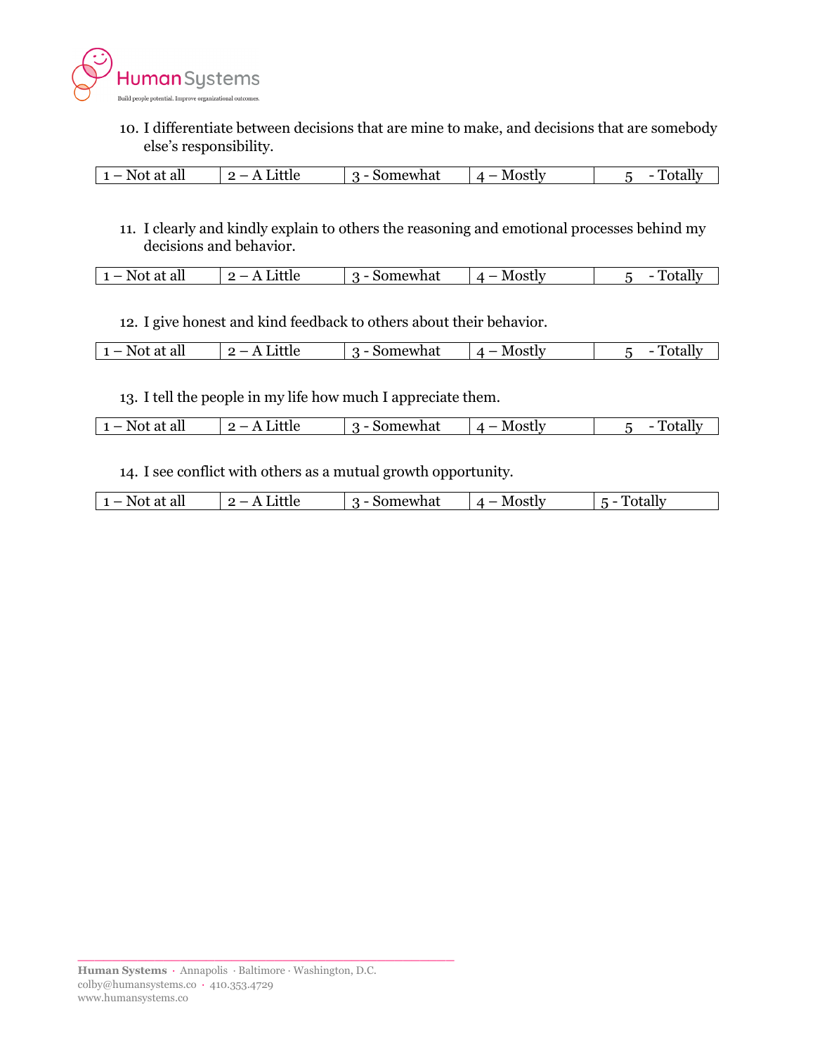10. I differentiate between decisions that are mine to make, and decisions that are somebody else's responsibility.

| | | | | |
|---|---|---|---|---|
| 1 – Not at all | 2 – A Little | 3 - Somewhat | 4 – Mostly | 5 - Totally |

11. I clearly and kindly explain to others the reasoning and emotional processes behind my decisions and behavior.

| | | | | |
|---|---|---|---|---|
| 1 – Not at all | 2 – A Little | 3 - Somewhat | 4 – Mostly | 5 - Totally |

12. I give honest and kind feedback to others about their behavior.

| | | | | |
|---|---|---|---|---|
| 1 – Not at all | 2 – A Little | 3 - Somewhat | 4 – Mostly | 5 - Totally |

13. I tell the people in my life how much I appreciate them.

| | | | | |
|---|---|---|---|---|
| 1 – Not at all | 2 – A Little | 3 - Somewhat | 4 – Mostly | 5 - Totally |

14. I see conflict with others as a mutual growth opportunity.

| | | | | |
|---|---|---|---|---|
| 1 – Not at all | 2 – A Little | 3 - Somewhat | 4 – Mostly | 5 - Totally |